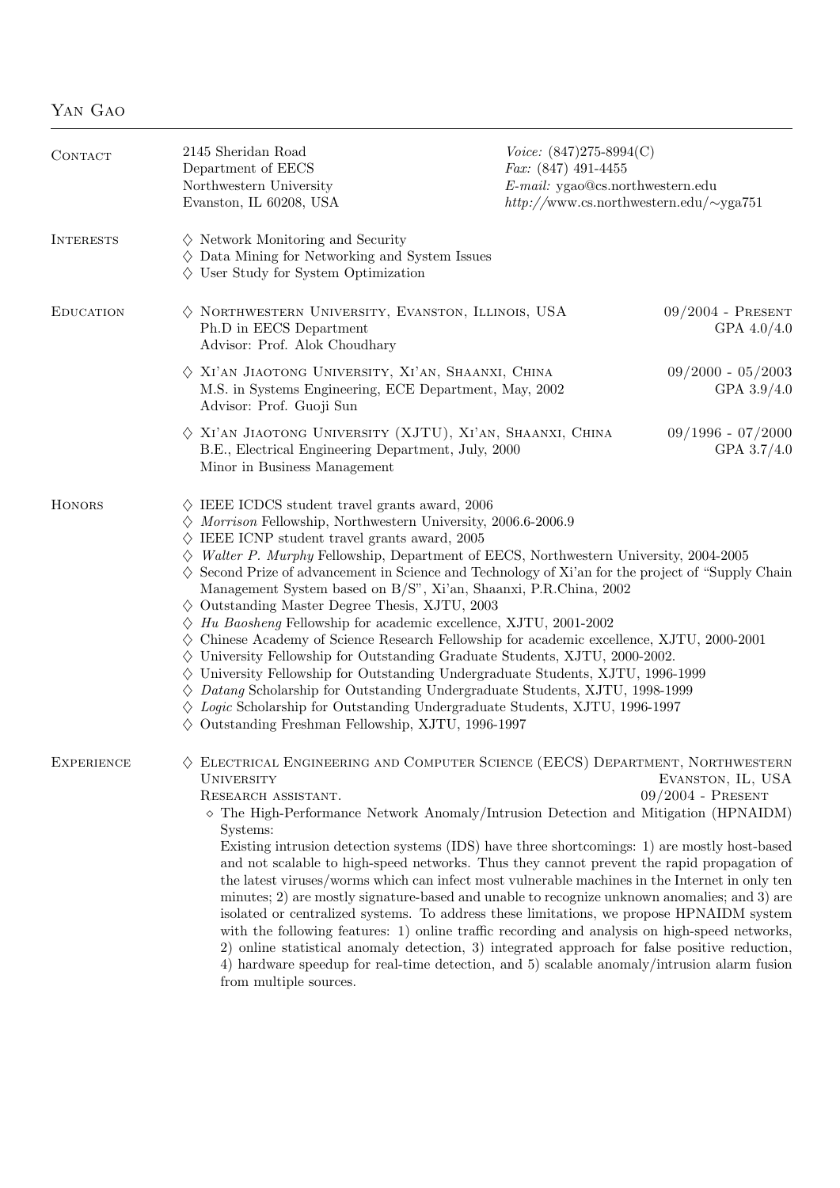# Yan Gao

## Contact

2145 Sheridan Road
Department of EECS
Northwestern University
Evanston, IL 60208, USA

*Voice:* (847)275-8994(C)
*Fax:* (847) 491-4455
*E-mail:* ygao@cs.northwestern.edu
*http://*www.cs.northwestern.edu/∼yga751

## Interests

- ♢ Network Monitoring and Security
- ♢ Data Mining for Networking and System Issues
- ♢ User Study for System Optimization

## Education

♢ **Northwestern University, Evanston, Illinois, USA** — 09/2004 - Present, GPA 4.0/4.0
Ph.D in EECS Department
Advisor: Prof. Alok Choudhary

♢ **Xi'an Jiaotong University, Xi'an, Shaanxi, China** — 09/2000 - 05/2003, GPA 3.9/4.0
M.S. in Systems Engineering, ECE Department, May, 2002
Advisor: Prof. Guoji Sun

♢ **Xi'an Jiaotong University (XJTU), Xi'an, Shaanxi, China** — 09/1996 - 07/2000, GPA 3.7/4.0
B.E., Electrical Engineering Department, July, 2000
Minor in Business Management

## Honors

- ♢ IEEE ICDCS student travel grants award, 2006
- ♢ *Morrison* Fellowship, Northwestern University, 2006.6-2006.9
- ♢ IEEE ICNP student travel grants award, 2005
- ♢ *Walter P. Murphy* Fellowship, Department of EECS, Northwestern University, 2004-2005
- ♢ Second Prize of advancement in Science and Technology of Xi'an for the project of "Supply Chain Management System based on B/S", Xi'an, Shaanxi, P.R.China, 2002
- ♢ Outstanding Master Degree Thesis, XJTU, 2003
- ♢ *Hu Baosheng* Fellowship for academic excellence, XJTU, 2001-2002
- ♢ Chinese Academy of Science Research Fellowship for academic excellence, XJTU, 2000-2001
- ♢ University Fellowship for Outstanding Graduate Students, XJTU, 2000-2002.
- ♢ University Fellowship for Outstanding Undergraduate Students, XJTU, 1996-1999
- ♢ *Datang* Scholarship for Outstanding Undergraduate Students, XJTU, 1998-1999
- ♢ *Logic* Scholarship for Outstanding Undergraduate Students, XJTU, 1996-1997
- ♢ Outstanding Freshman Fellowship, XJTU, 1996-1997

## Experience

♢ **Electrical Engineering and Computer Science (EECS) Department, Northwestern University** — Evanston, IL, USA
Research assistant. — 09/2004 - Present

⋄ The High-Performance Network Anomaly/Intrusion Detection and Mitigation (HPNAIDM) Systems:
Existing intrusion detection systems (IDS) have three shortcomings: 1) are mostly host-based and not scalable to high-speed networks. Thus they cannot prevent the rapid propagation of the latest viruses/worms which can infect most vulnerable machines in the Internet in only ten minutes; 2) are mostly signature-based and unable to recognize unknown anomalies; and 3) are isolated or centralized systems. To address these limitations, we propose HPNAIDM system with the following features: 1) online traffic recording and analysis on high-speed networks, 2) online statistical anomaly detection, 3) integrated approach for false positive reduction, 4) hardware speedup for real-time detection, and 5) scalable anomaly/intrusion alarm fusion from multiple sources.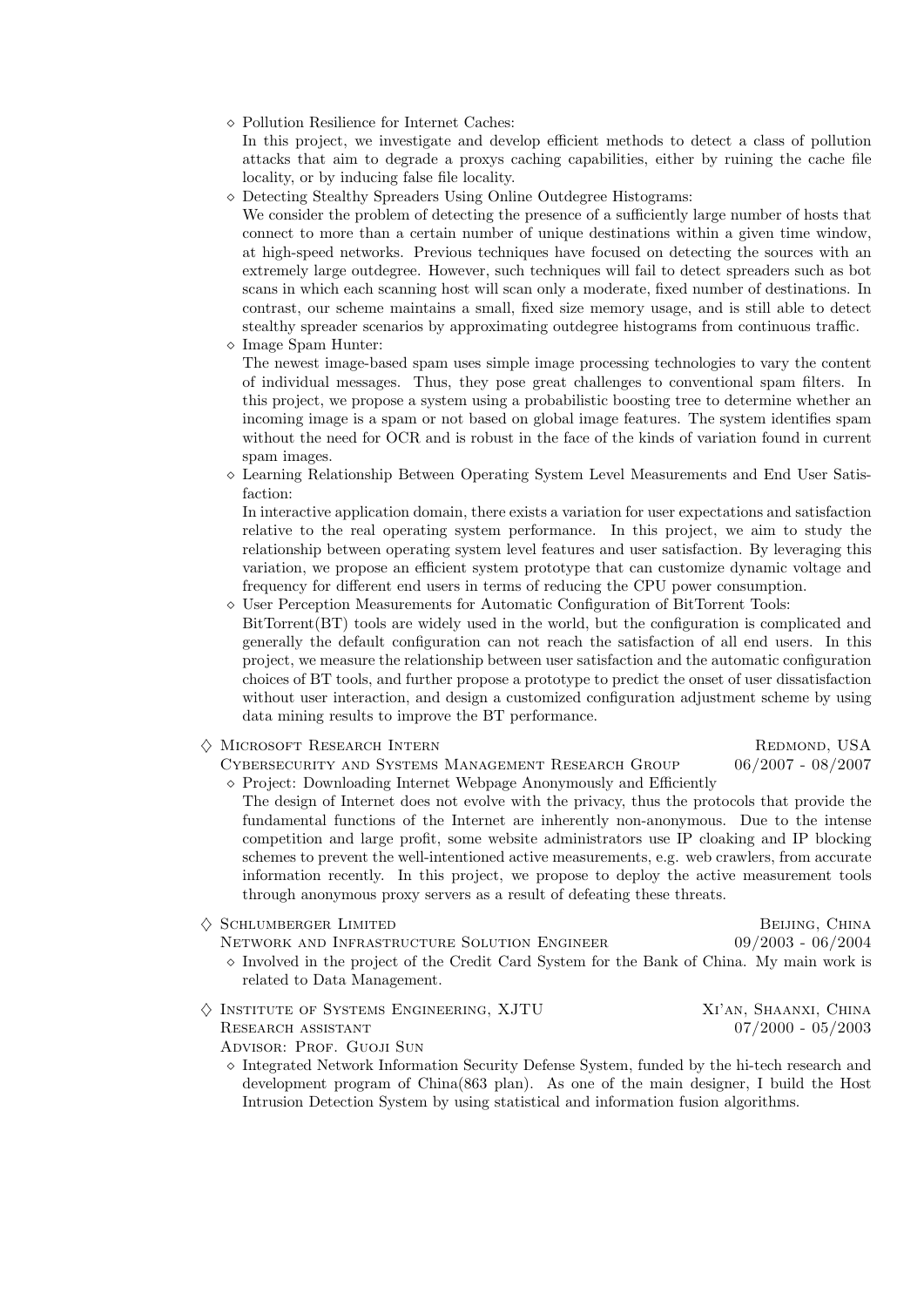- Pollution Resilience for Internet Caches:
  In this project, we investigate and develop efficient methods to detect a class of pollution attacks that aim to degrade a proxys caching capabilities, either by ruining the cache file locality, or by inducing false file locality.
- Detecting Stealthy Spreaders Using Online Outdegree Histograms:
  We consider the problem of detecting the presence of a sufficiently large number of hosts that connect to more than a certain number of unique destinations within a given time window, at high-speed networks. Previous techniques have focused on detecting the sources with an extremely large outdegree. However, such techniques will fail to detect spreaders such as bot scans in which each scanning host will scan only a moderate, fixed number of destinations. In contrast, our scheme maintains a small, fixed size memory usage, and is still able to detect stealthy spreader scenarios by approximating outdegree histograms from continuous traffic.
- Image Spam Hunter:
  The newest image-based spam uses simple image processing technologies to vary the content of individual messages. Thus, they pose great challenges to conventional spam filters. In this project, we propose a system using a probabilistic boosting tree to determine whether an incoming image is a spam or not based on global image features. The system identifies spam without the need for OCR and is robust in the face of the kinds of variation found in current spam images.
- Learning Relationship Between Operating System Level Measurements and End User Satisfaction:
  In interactive application domain, there exists a variation for user expectations and satisfaction relative to the real operating system performance. In this project, we aim to study the relationship between operating system level features and user satisfaction. By leveraging this variation, we propose an efficient system prototype that can customize dynamic voltage and frequency for different end users in terms of reducing the CPU power consumption.
- User Perception Measurements for Automatic Configuration of BitTorrent Tools:
  BitTorrent(BT) tools are widely used in the world, but the configuration is complicated and generally the default configuration can not reach the satisfaction of all end users. In this project, we measure the relationship between user satisfaction and the automatic configuration choices of BT tools, and further propose a prototype to predict the onset of user dissatisfaction without user interaction, and design a customized configuration adjustment scheme by using data mining results to improve the BT performance.

♢ **Microsoft Research Intern** — Redmond, USA
Cybersecurity and Systems Management Research Group — 06/2007 - 08/2007

- Project: Downloading Internet Webpage Anonymously and Efficiently
  The design of Internet does not evolve with the privacy, thus the protocols that provide the fundamental functions of the Internet are inherently non-anonymous. Due to the intense competition and large profit, some website administrators use IP cloaking and IP blocking schemes to prevent the well-intentioned active measurements, e.g. web crawlers, from accurate information recently. In this project, we propose to deploy the active measurement tools through anonymous proxy servers as a result of defeating these threats.

♢ **Schlumberger Limited** — Beijing, China
Network and Infrastructure Solution Engineer — 09/2003 - 06/2004

- Involved in the project of the Credit Card System for the Bank of China. My main work is related to Data Management.

♢ **Institute of Systems Engineering, XJTU** — Xi'an, Shaanxi, China
Research assistant — 07/2000 - 05/2003
Advisor: Prof. Guoji Sun

- Integrated Network Information Security Defense System, funded by the hi-tech research and development program of China(863 plan). As one of the main designer, I build the Host Intrusion Detection System by using statistical and information fusion algorithms.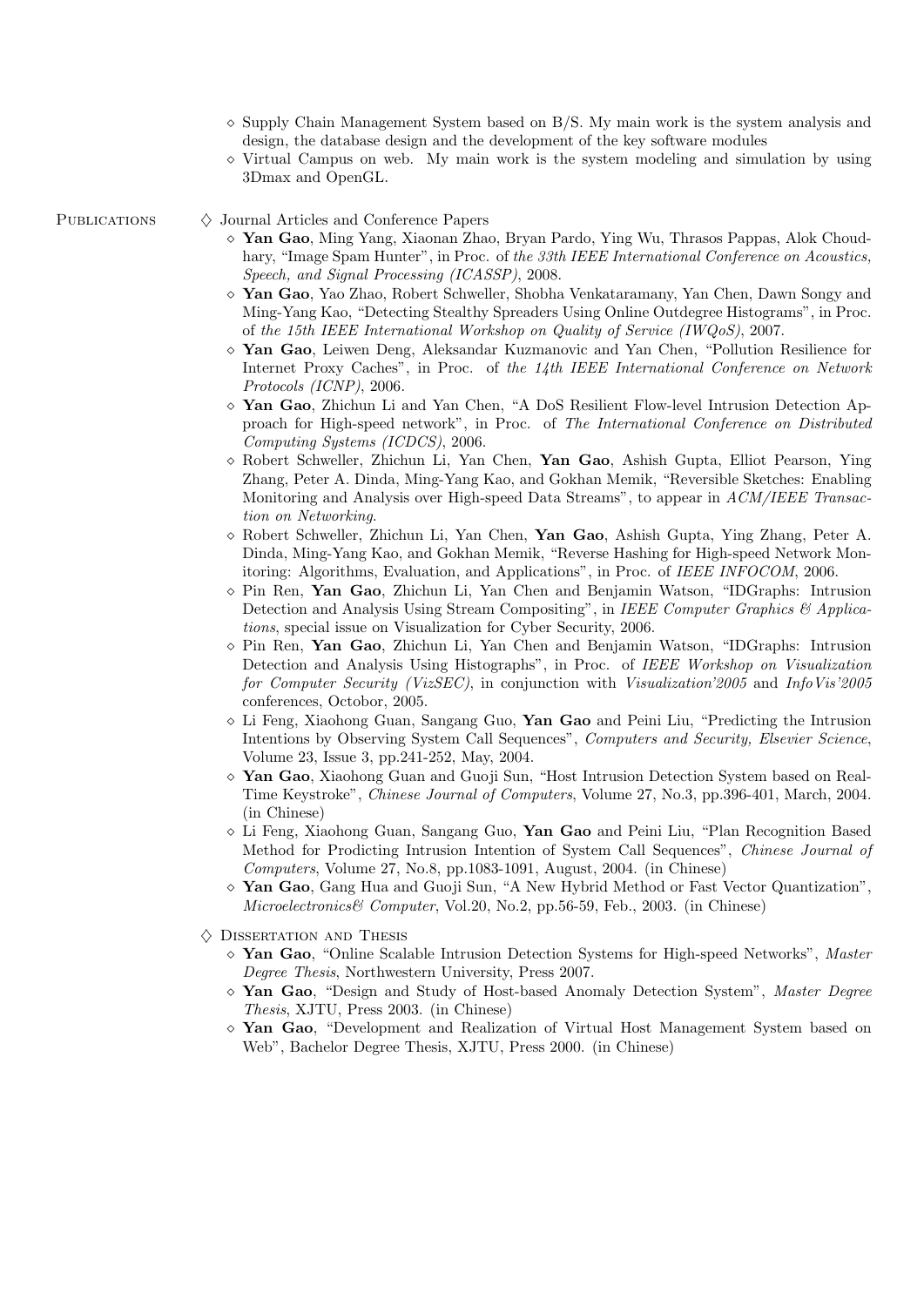- Supply Chain Management System based on B/S. My main work is the system analysis and design, the database design and the development of the key software modules
- Virtual Campus on web. My main work is the system modeling and simulation by using 3Dmax and OpenGL.

## Publications

### ◇ Journal Articles and Conference Papers

- **Yan Gao**, Ming Yang, Xiaonan Zhao, Bryan Pardo, Ying Wu, Thrasos Pappas, Alok Choudhary, "Image Spam Hunter", in Proc. of *the 33th IEEE International Conference on Acoustics, Speech, and Signal Processing (ICASSP)*, 2008.
- **Yan Gao**, Yao Zhao, Robert Schweller, Shobha Venkataramany, Yan Chen, Dawn Songy and Ming-Yang Kao, "Detecting Stealthy Spreaders Using Online Outdegree Histograms", in Proc. of *the 15th IEEE International Workshop on Quality of Service (IWQoS)*, 2007.
- **Yan Gao**, Leiwen Deng, Aleksandar Kuzmanovic and Yan Chen, "Pollution Resilience for Internet Proxy Caches", in Proc. of *the 14th IEEE International Conference on Network Protocols (ICNP)*, 2006.
- **Yan Gao**, Zhichun Li and Yan Chen, "A DoS Resilient Flow-level Intrusion Detection Approach for High-speed network", in Proc. of *The International Conference on Distributed Computing Systems (ICDCS)*, 2006.
- Robert Schweller, Zhichun Li, Yan Chen, **Yan Gao**, Ashish Gupta, Elliot Pearson, Ying Zhang, Peter A. Dinda, Ming-Yang Kao, and Gokhan Memik, "Reversible Sketches: Enabling Monitoring and Analysis over High-speed Data Streams", to appear in *ACM/IEEE Transaction on Networking*.
- Robert Schweller, Zhichun Li, Yan Chen, **Yan Gao**, Ashish Gupta, Ying Zhang, Peter A. Dinda, Ming-Yang Kao, and Gokhan Memik, "Reverse Hashing for High-speed Network Monitoring: Algorithms, Evaluation, and Applications", in Proc. of *IEEE INFOCOM*, 2006.
- Pin Ren, **Yan Gao**, Zhichun Li, Yan Chen and Benjamin Watson, "IDGraphs: Intrusion Detection and Analysis Using Stream Compositing", in *IEEE Computer Graphics & Applications*, special issue on Visualization for Cyber Security, 2006.
- Pin Ren, **Yan Gao**, Zhichun Li, Yan Chen and Benjamin Watson, "IDGraphs: Intrusion Detection and Analysis Using Histographs", in Proc. of *IEEE Workshop on Visualization for Computer Security (VizSEC)*, in conjunction with *Visualization'2005* and *InfoVis'2005* conferences, Octobor, 2005.
- Li Feng, Xiaohong Guan, Sangang Guo, **Yan Gao** and Peini Liu, "Predicting the Intrusion Intentions by Observing System Call Sequences", *Computers and Security, Elsevier Science*, Volume 23, Issue 3, pp.241-252, May, 2004.
- **Yan Gao**, Xiaohong Guan and Guoji Sun, "Host Intrusion Detection System based on Real-Time Keystroke", *Chinese Journal of Computers*, Volume 27, No.3, pp.396-401, March, 2004. (in Chinese)
- Li Feng, Xiaohong Guan, Sangang Guo, **Yan Gao** and Peini Liu, "Plan Recognition Based Method for Prodicting Intrusion Intention of System Call Sequences", *Chinese Journal of Computers*, Volume 27, No.8, pp.1083-1091, August, 2004. (in Chinese)
- **Yan Gao**, Gang Hua and Guoji Sun, "A New Hybrid Method or Fast Vector Quantization", *Microelectronics& Computer*, Vol.20, No.2, pp.56-59, Feb., 2003. (in Chinese)

### ◇ Dissertation and Thesis

- **Yan Gao**, "Online Scalable Intrusion Detection Systems for High-speed Networks", *Master Degree Thesis*, Northwestern University, Press 2007.
- **Yan Gao**, "Design and Study of Host-based Anomaly Detection System", *Master Degree Thesis*, XJTU, Press 2003. (in Chinese)
- **Yan Gao**, "Development and Realization of Virtual Host Management System based on Web", Bachelor Degree Thesis, XJTU, Press 2000. (in Chinese)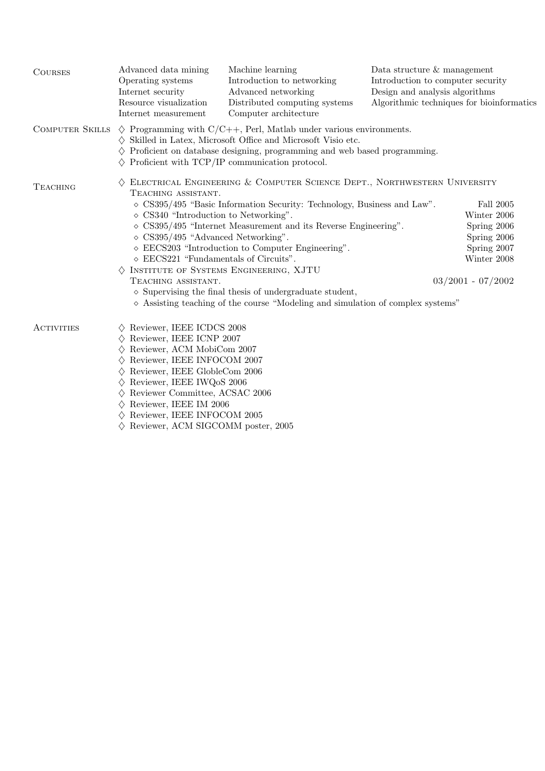## Courses

Advanced data mining
Operating systems
Internet security
Resource visualization
Internet measurement
Machine learning
Introduction to networking
Advanced networking
Distributed computing systems
Computer architecture
Data structure & management
Introduction to computer security
Design and analysis algorithms
Algorithmic techniques for bioinformatics

## Computer Skills

- ♢ Programming with C/C++, Perl, Matlab under various environments.
- ♢ Skilled in Latex, Microsoft Office and Microsoft Visio etc.
- ♢ Proficient on database designing, programming and web based programming.
- ♢ Proficient with TCP/IP communication protocol.

## Teaching

♢ Electrical Engineering & Computer Science Dept., Northwestern University
Teaching assistant.

- ⋄ CS395/495 "Basic Information Security: Technology, Business and Law". Fall 2005
- ⋄ CS340 "Introduction to Networking". Winter 2006
- ⋄ CS395/495 "Internet Measurement and its Reverse Engineering". Spring 2006
- ⋄ CS395/495 "Advanced Networking". Spring 2006
- ⋄ EECS203 "Introduction to Computer Engineering". Spring 2007
- ⋄ EECS221 "Fundamentals of Circuits". Winter 2008

♢ Institute of Systems Engineering, XJTU
Teaching assistant. 03/2001 - 07/2002

- ⋄ Supervising the final thesis of undergraduate student,
- ⋄ Assisting teaching of the course "Modeling and simulation of complex systems"

## Activities

- ♢ Reviewer, IEEE ICDCS 2008
- ♢ Reviewer, IEEE ICNP 2007
- ♢ Reviewer, ACM MobiCom 2007
- ♢ Reviewer, IEEE INFOCOM 2007
- ♢ Reviewer, IEEE GlobleCom 2006
- ♢ Reviewer, IEEE IWQoS 2006
- ♢ Reviewer Committee, ACSAC 2006
- ♢ Reviewer, IEEE IM 2006
- ♢ Reviewer, IEEE INFOCOM 2005
- ♢ Reviewer, ACM SIGCOMM poster, 2005